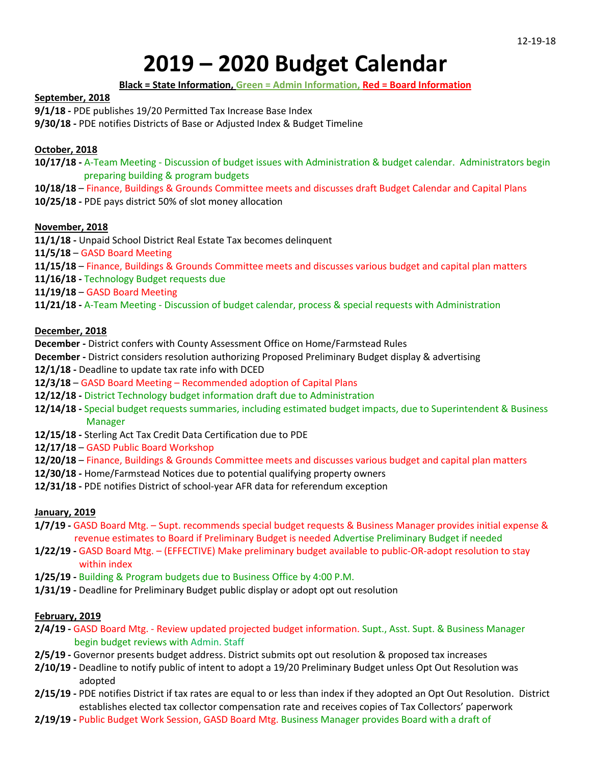12-19-18

# 2019 – 2020 Budget Calendar

**Black = State Information, Green = Admin Information, Red = Board Information**

**September, 2018**

**9/1/18 -** PDE publishes 19/20 Permitted Tax Increase Base Index

**9/30/18 -** PDE notifies Districts of Base or Adjusted Index & Budget Timeline

**October, 2018**

**10/17/18 -** A-Team Meeting - Discussion of budget issues with Administration & budget calendar. Administrators begin preparing building & program budgets

**10/18/18** – Finance, Buildings & Grounds Committee meets and discusses draft Budget Calendar and Capital Plans

**10/25/18 -** PDE pays district 50% of slot money allocation

**November, 2018**

**11/1/18 -** Unpaid School District Real Estate Tax becomes delinquent

**11/5/18** – GASD Board Meeting

**11/15/18** – Finance, Buildings & Grounds Committee meets and discusses various budget and capital plan matters

**11/16/18 -** Technology Budget requests due

**11/19/18** – GASD Board Meeting

**11/21/18 -** A-Team Meeting - Discussion of budget calendar, process & special requests with Administration

**December, 2018**

**December -** District confers with County Assessment Office on Home/Farmstead Rules

**December -** District considers resolution authorizing Proposed Preliminary Budget display & advertising

**12/1/18 -** Deadline to update tax rate info with DCED

**12/3/18** – GASD Board Meeting – Recommended adoption of Capital Plans

**12/12/18 -** District Technology budget information draft due to Administration

**12/14/18 -** Special budget requests summaries, including estimated budget impacts, due to Superintendent & Business Manager

**12/15/18 -** Sterling Act Tax Credit Data Certification due to PDE

**12/17/18** – GASD Public Board Workshop

**12/20/18** – Finance, Buildings & Grounds Committee meets and discusses various budget and capital plan matters

**12/30/18 -** Home/Farmstead Notices due to potential qualifying property owners

**12/31/18 -** PDE notifies District of school-year AFR data for referendum exception

**January, 2019**

**1/7/19 -** GASD Board Mtg. – Supt. recommends special budget requests & Business Manager provides initial expense & revenue estimates to Board if Preliminary Budget is needed Advertise Preliminary Budget if needed

**1/22/19 -** GASD Board Mtg. – (EFFECTIVE) Make preliminary budget available to public-OR-adopt resolution to stay within index

**1/25/19 -** Building & Program budgets due to Business Office by 4:00 P.M.

**1/31/19 -** Deadline for Preliminary Budget public display or adopt opt out resolution

**February, 2019**

**2/4/19 -** GASD Board Mtg. - Review updated projected budget information. Supt., Asst. Supt. & Business Manager begin budget reviews with Admin. Staff

**2/5/19 -** Governor presents budget address. District submits opt out resolution & proposed tax increases

**2/10/19 -** Deadline to notify public of intent to adopt a 19/20 Preliminary Budget unless Opt Out Resolution was adopted

**2/15/19 -** PDE notifies District if tax rates are equal to or less than index if they adopted an Opt Out Resolution. District establishes elected tax collector compensation rate and receives copies of Tax Collectors' paperwork

**2/19/19 -** Public Budget Work Session, GASD Board Mtg. Business Manager provides Board with a draft of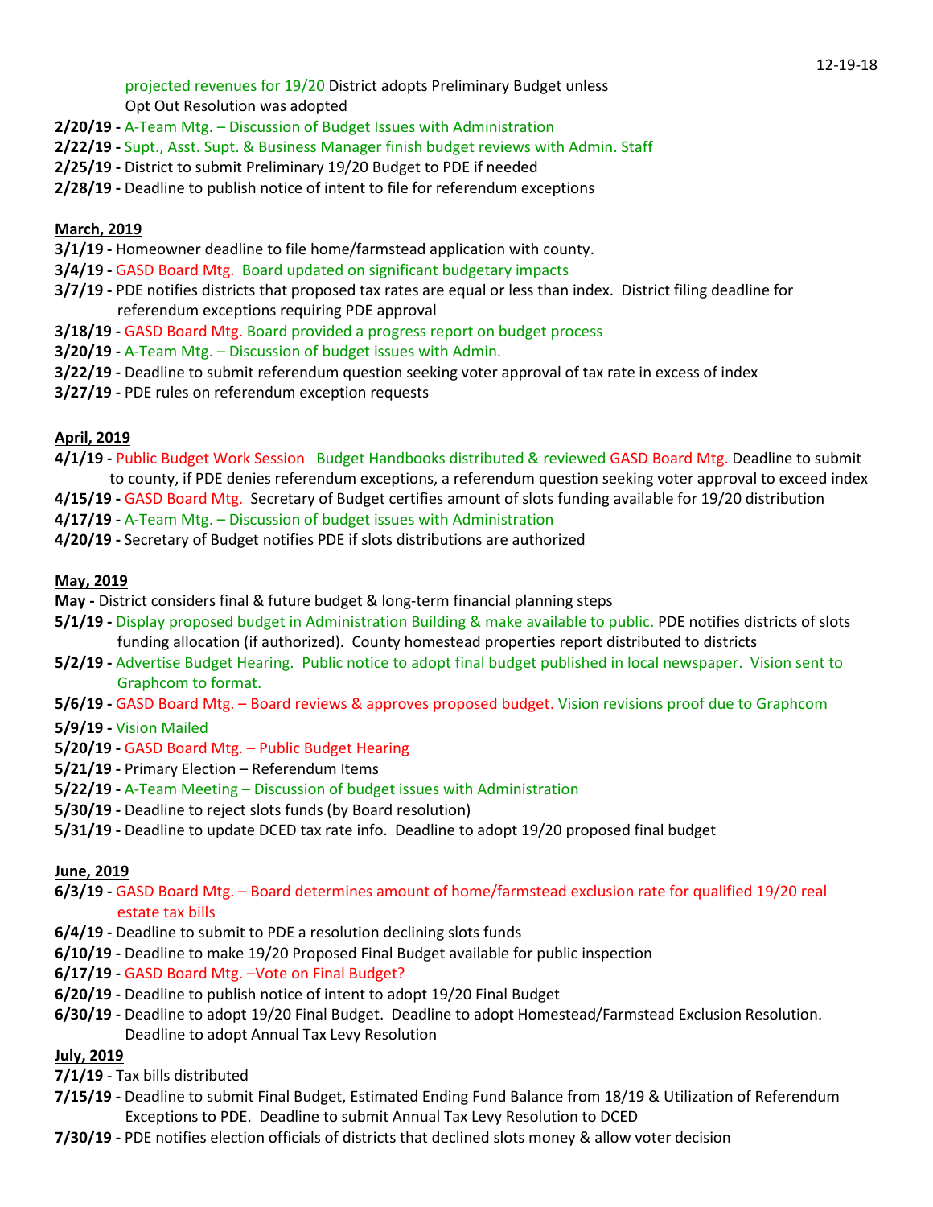projected revenues for 19/20 District adopts Preliminary Budget unless Opt Out Resolution was adopted

**2/20/19 -** A-Team Mtg. – Discussion of Budget Issues with Administration
**2/22/19 -** Supt., Asst. Supt. & Business Manager finish budget reviews with Admin. Staff
**2/25/19 -** District to submit Preliminary 19/20 Budget to PDE if needed
**2/28/19 -** Deadline to publish notice of intent to file for referendum exceptions

**March, 2019**

**3/1/19 -** Homeowner deadline to file home/farmstead application with county.
**3/4/19 -** GASD Board Mtg. Board updated on significant budgetary impacts
**3/7/19 -** PDE notifies districts that proposed tax rates are equal or less than index. District filing deadline for referendum exceptions requiring PDE approval
**3/18/19 -** GASD Board Mtg. Board provided a progress report on budget process
**3/20/19 -** A-Team Mtg. – Discussion of budget issues with Admin.
**3/22/19 -** Deadline to submit referendum question seeking voter approval of tax rate in excess of index
**3/27/19 -** PDE rules on referendum exception requests

**April, 2019**

**4/1/19 -** Public Budget Work Session Budget Handbooks distributed & reviewed GASD Board Mtg. Deadline to submit to county, if PDE denies referendum exceptions, a referendum question seeking voter approval to exceed index
**4/15/19 -** GASD Board Mtg. Secretary of Budget certifies amount of slots funding available for 19/20 distribution
**4/17/19 -** A-Team Mtg. – Discussion of budget issues with Administration
**4/20/19 -** Secretary of Budget notifies PDE if slots distributions are authorized

**May, 2019**

**May -** District considers final & future budget & long-term financial planning steps
**5/1/19 -** Display proposed budget in Administration Building & make available to public. PDE notifies districts of slots funding allocation (if authorized). County homestead properties report distributed to districts
**5/2/19 -** Advertise Budget Hearing. Public notice to adopt final budget published in local newspaper. Vision sent to Graphcom to format.
**5/6/19 -** GASD Board Mtg. – Board reviews & approves proposed budget. Vision revisions proof due to Graphcom
**5/9/19 -** Vision Mailed
**5/20/19 -** GASD Board Mtg. – Public Budget Hearing
**5/21/19 -** Primary Election – Referendum Items
**5/22/19 -** A-Team Meeting – Discussion of budget issues with Administration
**5/30/19 -** Deadline to reject slots funds (by Board resolution)
**5/31/19 -** Deadline to update DCED tax rate info. Deadline to adopt 19/20 proposed final budget

**June, 2019**

**6/3/19 -** GASD Board Mtg. – Board determines amount of home/farmstead exclusion rate for qualified 19/20 real estate tax bills
**6/4/19 -** Deadline to submit to PDE a resolution declining slots funds
**6/10/19 -** Deadline to make 19/20 Proposed Final Budget available for public inspection
**6/17/19 -** GASD Board Mtg. –Vote on Final Budget?
**6/20/19 -** Deadline to publish notice of intent to adopt 19/20 Final Budget
**6/30/19 -** Deadline to adopt 19/20 Final Budget. Deadline to adopt Homestead/Farmstead Exclusion Resolution. Deadline to adopt Annual Tax Levy Resolution

**July, 2019**

**7/1/19** - Tax bills distributed
**7/15/19 -** Deadline to submit Final Budget, Estimated Ending Fund Balance from 18/19 & Utilization of Referendum Exceptions to PDE. Deadline to submit Annual Tax Levy Resolution to DCED
**7/30/19 -** PDE notifies election officials of districts that declined slots money & allow voter decision